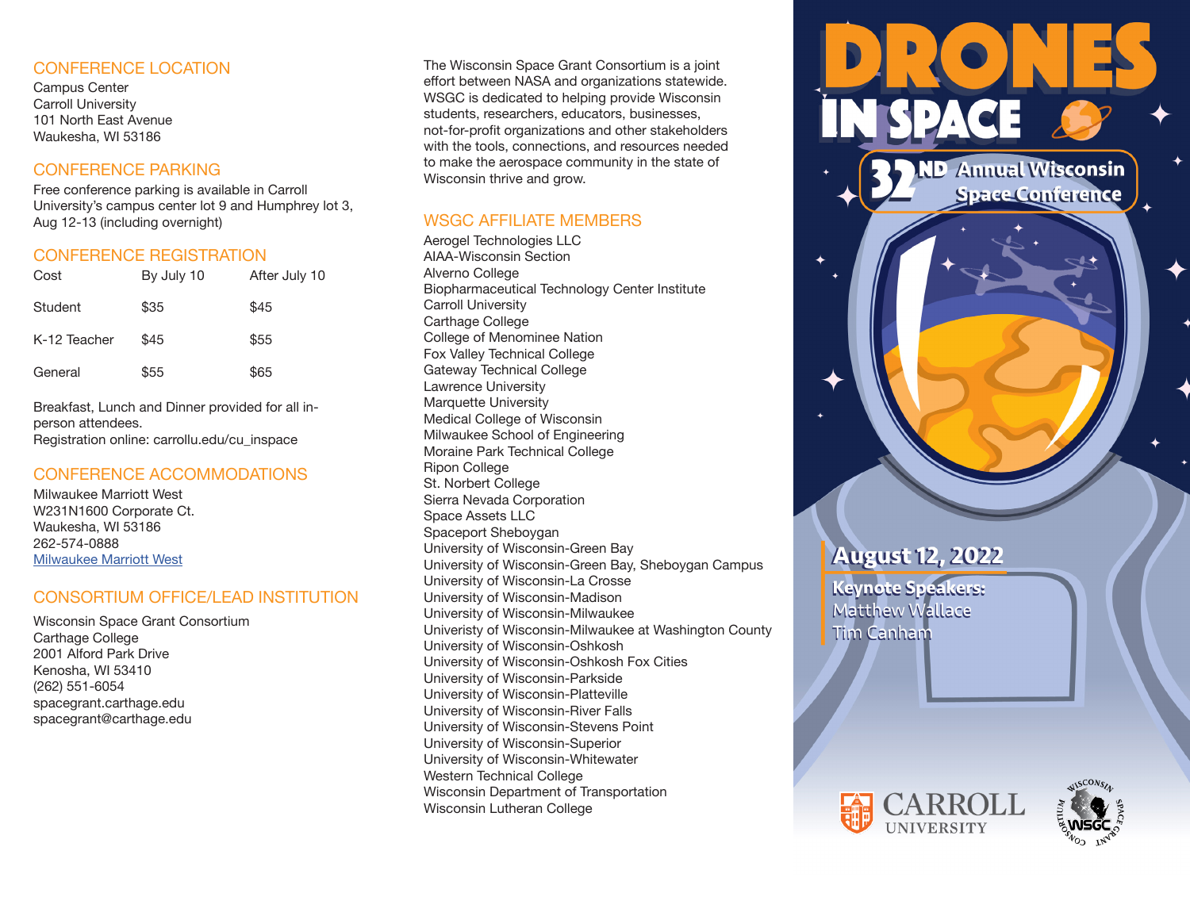## CONFERENCE LOCATION

Campus Center
Carroll University
101 North East Avenue
Waukesha, WI 53186

## CONFERENCE PARKING

Free conference parking is available in Carroll University's campus center lot 9 and Humphrey lot 3, Aug 12-13 (including overnight)

## CONFERENCE REGISTRATION

| Cost | By July 10 | After July 10 |
|---|---|---|
| Student | $35 | $45 |
| K-12 Teacher | $45 | $55 |
| General | $55 | $65 |

Breakfast, Lunch and Dinner provided for all in-person attendees.
Registration online: carrollu.edu/cu_inspace

## CONFERENCE ACCOMMODATIONS

Milwaukee Marriott West
W231N1600 Corporate Ct.
Waukesha, WI 53186
262-574-0888
Milwaukee Marriott West

## CONSORTIUM OFFICE/LEAD INSTITUTION

Wisconsin Space Grant Consortium
Carthage College
2001 Alford Park Drive
Kenosha, WI 53410
(262) 551-6054
spacegrant.carthage.edu
spacegrant@carthage.edu

The Wisconsin Space Grant Consortium is a joint effort between NASA and organizations statewide. WSGC is dedicated to helping provide Wisconsin students, researchers, educators, businesses, not-for-profit organizations and other stakeholders with the tools, connections, and resources needed to make the aerospace community in the state of Wisconsin thrive and grow.

## WSGC AFFILIATE MEMBERS

Aerogel Technologies LLC
AIAA-Wisconsin Section
Alverno College
Biopharmaceutical Technology Center Institute
Carroll University
Carthage College
College of Menominee Nation
Fox Valley Technical College
Gateway Technical College
Lawrence University
Marquette University
Medical College of Wisconsin
Milwaukee School of Engineering
Moraine Park Technical College
Ripon College
St. Norbert College
Sierra Nevada Corporation
Space Assets LLC
Spaceport Sheboygan
University of Wisconsin-Green Bay
University of Wisconsin-Green Bay, Sheboygan Campus
University of Wisconsin-La Crosse
University of Wisconsin-Madison
University of Wisconsin-Milwaukee
Univeristy of Wisconsin-Milwaukee at Washington County
University of Wisconsin-Oshkosh
University of Wisconsin-Oshkosh Fox Cities
University of Wisconsin-Parkside
University of Wisconsin-Platteville
University of Wisconsin-River Falls
University of Wisconsin-Stevens Point
University of Wisconsin-Superior
University of Wisconsin-Whitewater
Western Technical College
Wisconsin Department of Transportation
Wisconsin Lutheran College

# DRONES IN SPACE

## 32ND Annual Wisconsin Space Conference

**August 12, 2022**

**Keynote Speakers:**
Matthew Wallace
Tim Canham

CARROLL UNIVERSITY

WISCONSIN SPACE GRANT CONSORTIUM WSGC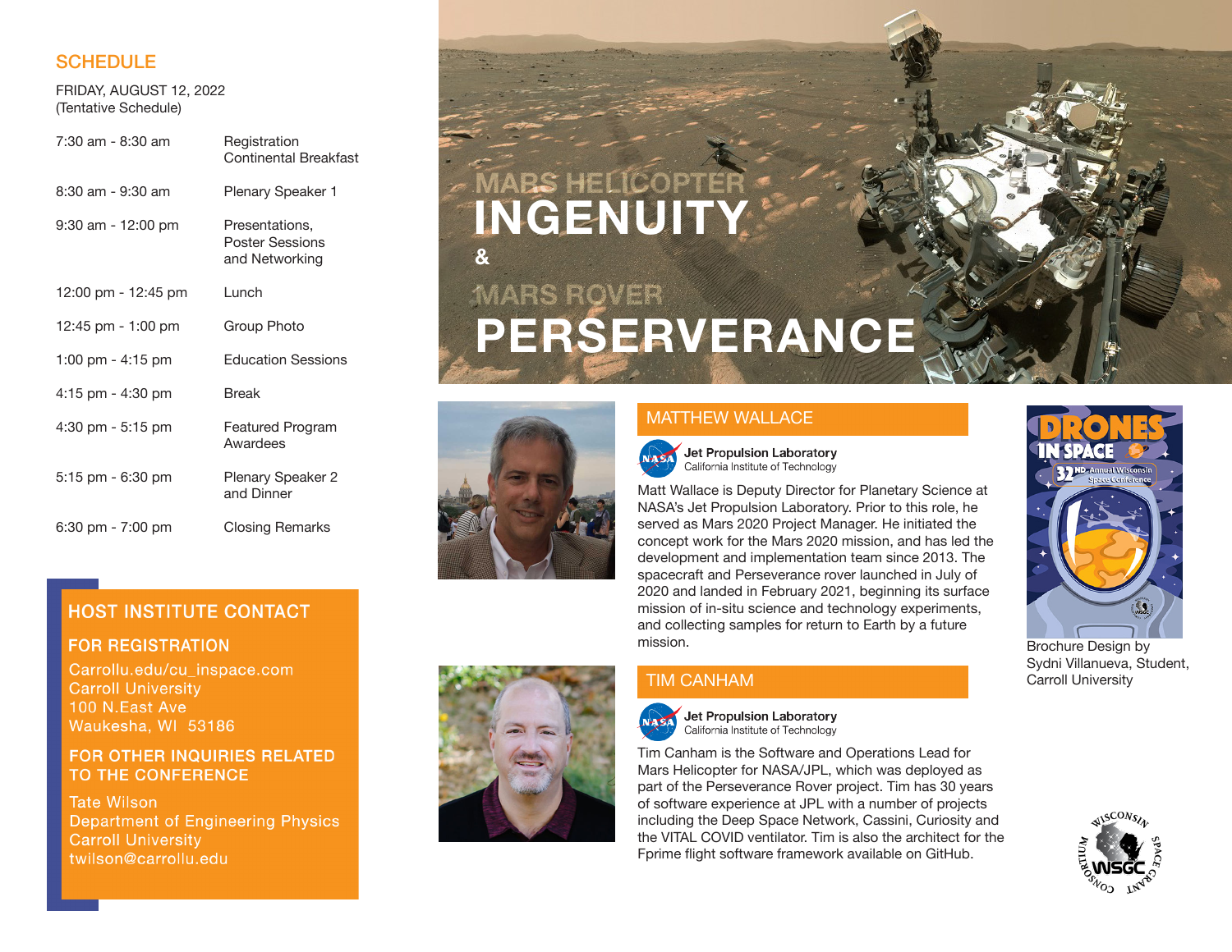## SCHEDULE

FRIDAY, AUGUST 12, 2022
(Tentative Schedule)

| | |
|---|---|
| 7:30 am - 8:30 am | Registration Continental Breakfast |
| 8:30 am - 9:30 am | Plenary Speaker 1 |
| 9:30 am - 12:00 pm | Presentations, Poster Sessions and Networking |
| 12:00 pm - 12:45 pm | Lunch |
| 12:45 pm - 1:00 pm | Group Photo |
| 1:00 pm - 4:15 pm | Education Sessions |
| 4:15 pm - 4:30 pm | Break |
| 4:30 pm - 5:15 pm | Featured Program Awardees |
| 5:15 pm - 6:30 pm | Plenary Speaker 2 and Dinner |
| 6:30 pm - 7:00 pm | Closing Remarks |

## HOST INSTITUTE CONTACT

### FOR REGISTRATION

Carrollu.edu/cu_inspace.com
Carroll University
100 N.East Ave
Waukesha, WI 53186

### FOR OTHER INQUIRIES RELATED TO THE CONFERENCE

Tate Wilson
Department of Engineering Physics
Carroll University
twilson@carrollu.edu

# MARS HELICOPTER INGENUITY & MARS ROVER PERSERVERANCE

## MATTHEW WALLACE

**Jet Propulsion Laboratory**
California Institute of Technology

Matt Wallace is Deputy Director for Planetary Science at NASA's Jet Propulsion Laboratory. Prior to this role, he served as Mars 2020 Project Manager. He initiated the concept work for the Mars 2020 mission, and has led the development and implementation team since 2013. The spacecraft and Perseverance rover launched in July of 2020 and landed in February 2021, beginning its surface mission of in-situ science and technology experiments, and collecting samples for return to Earth by a future mission.

## TIM CANHAM

**Jet Propulsion Laboratory**
California Institute of Technology

Tim Canham is the Software and Operations Lead for Mars Helicopter for NASA/JPL, which was deployed as part of the Perseverance Rover project. Tim has 30 years of software experience at JPL with a number of projects including the Deep Space Network, Cassini, Curiosity and the VITAL COVID ventilator. Tim is also the architect for the Fprime flight software framework available on GitHub.

DRONES IN SPACE
32ND Annual Wisconsin Space Conference

Brochure Design by Sydni Villanueva, Student, Carroll University

WISCONSIN SPACE GRANT CONSORTIUM
WSGC